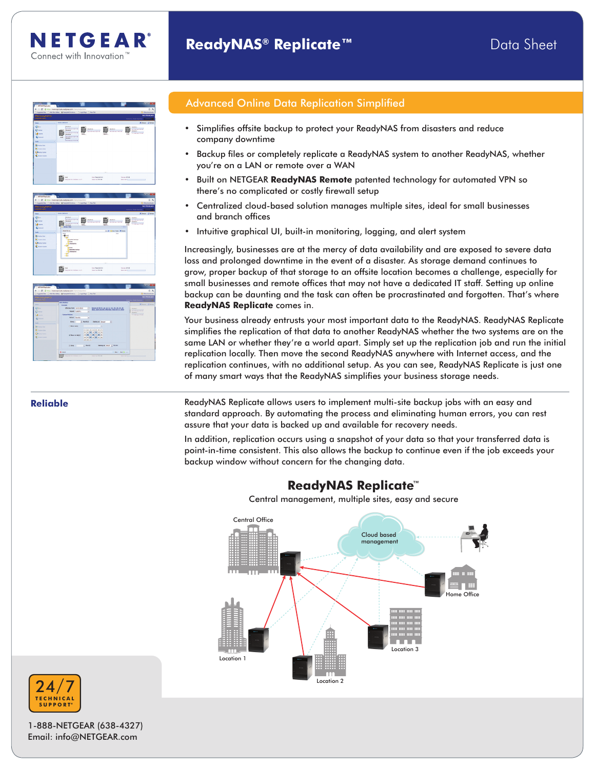# NETGEAR®

Connect with Innovation™

# ReadyNAS® Replicate™

Data Sheet

## Advanced Online Data Replication Simplified

- Simplifies offsite backup to protect your ReadyNAS from disasters and reduce company downtime
- Backup files or completely replicate a ReadyNAS system to another ReadyNAS, whether you're on a LAN or remote over a WAN
- Built on NETGEAR **ReadyNAS Remote** patented technology for automated VPN so there's no complicated or costly firewall setup
- Centralized cloud-based solution manages multiple sites, ideal for small businesses and branch offices
- Intuitive graphical UI, built-in monitoring, logging, and alert system

Increasingly, businesses are at the mercy of data availability and are exposed to severe data loss and prolonged downtime in the event of a disaster. As storage demand continues to grow, proper backup of that storage to an offsite location becomes a challenge, especially for small businesses and remote offices that may not have a dedicated IT staff. Setting up online backup can be daunting and the task can often be procrastinated and forgotten. That's where **ReadyNAS Replicate** comes in.

Your business already entrusts your most important data to the ReadyNAS. ReadyNAS Replicate simplifies the replication of that data to another ReadyNAS whether the two systems are on the same LAN or whether they're a world apart. Simply set up the replication job and run the initial replication locally. Then move the second ReadyNAS anywhere with Internet access, and the replication continues, with no additional setup. As you can see, ReadyNAS Replicate is just one of many smart ways that the ReadyNAS simplifies your business storage needs.

### Reliable

ReadyNAS Replicate allows users to implement multi-site backup jobs with an easy and standard approach. By automating the process and eliminating human errors, you can rest assure that your data is backed up and available for recovery needs.

In addition, replication occurs using a snapshot of your data so that your transferred data is point-in-time consistent. This also allows the backup to continue even if the job exceeds your backup window without concern for the changing data.

**ReadyNAS Replicate™**

Central management, multiple sites, easy and secure

Central Office · Cloud based management · Home Office · Location 1 · Location 2 · Location 3

24/7 TECHNICAL SUPPORT*

1-888-NETGEAR (638-4327)
Email: info@NETGEAR.com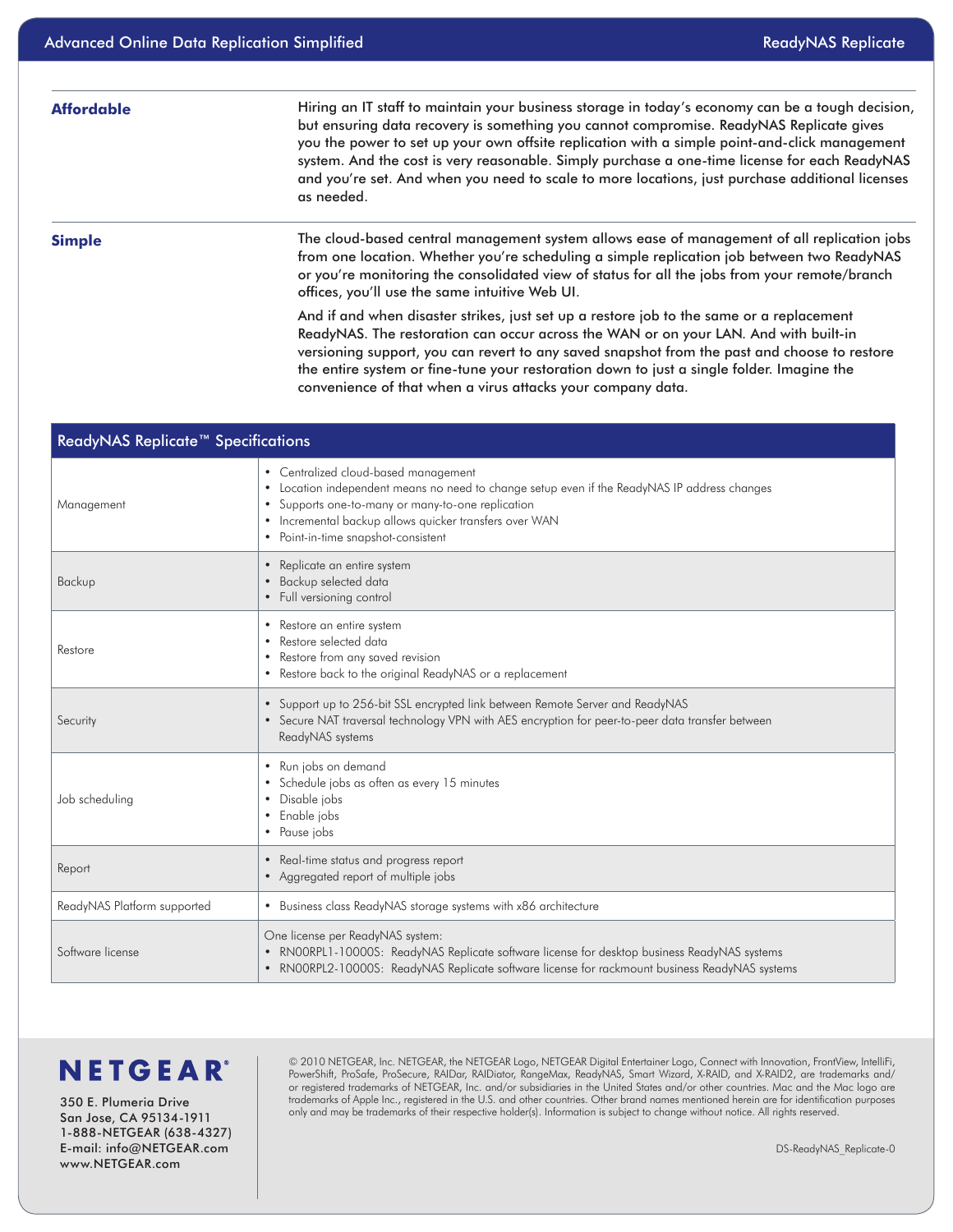**Affordable**

Hiring an IT staff to maintain your business storage in today's economy can be a tough decision, but ensuring data recovery is something you cannot compromise. ReadyNAS Replicate gives you the power to set up your own offsite replication with a simple point-and-click management system. And the cost is very reasonable. Simply purchase a one-time license for each ReadyNAS and you're set. And when you need to scale to more locations, just purchase additional licenses as needed.

**Simple**

The cloud-based central management system allows ease of management of all replication jobs from one location. Whether you're scheduling a simple replication job between two ReadyNAS or you're monitoring the consolidated view of status for all the jobs from your remote/branch offices, you'll use the same intuitive Web UI.

And if and when disaster strikes, just set up a restore job to the same or a replacement ReadyNAS. The restoration can occur across the WAN or on your LAN. And with built-in versioning support, you can revert to any saved snapshot from the past and choose to restore the entire system or fine-tune your restoration down to just a single folder. Imagine the convenience of that when a virus attacks your company data.

## ReadyNAS Replicate™ Specifications

| | |
|---|---|
| Management | • Centralized cloud-based management<br>• Location independent means no need to change setup even if the ReadyNAS IP address changes<br>• Supports one-to-many or many-to-one replication<br>• Incremental backup allows quicker transfers over WAN<br>• Point-in-time snapshot-consistent |
| Backup | • Replicate an entire system<br>• Backup selected data<br>• Full versioning control |
| Restore | • Restore an entire system<br>• Restore selected data<br>• Restore from any saved revision<br>• Restore back to the original ReadyNAS or a replacement |
| Security | • Support up to 256-bit SSL encrypted link between Remote Server and ReadyNAS<br>• Secure NAT traversal technology VPN with AES encryption for peer-to-peer data transfer between ReadyNAS systems |
| Job scheduling | • Run jobs on demand<br>• Schedule jobs as often as every 15 minutes<br>• Disable jobs<br>• Enable jobs<br>• Pause jobs |
| Report | • Real-time status and progress report<br>• Aggregated report of multiple jobs |
| ReadyNAS Platform supported | • Business class ReadyNAS storage systems with x86 architecture |
| Software license | One license per ReadyNAS system:<br>• RN00RPL1-10000S: ReadyNAS Replicate software license for desktop business ReadyNAS systems<br>• RN00RPL2-10000S: ReadyNAS Replicate software license for rackmount business ReadyNAS systems |

**NETGEAR®**

350 E. Plumeria Drive
San Jose, CA 95134-1911
1-888-NETGEAR (638-4327)
E-mail: info@NETGEAR.com
www.NETGEAR.com

© 2010 NETGEAR, Inc. NETGEAR, the NETGEAR Logo, NETGEAR Digital Entertainer Logo, Connect with Innovation, FrontView, IntelliFi, PowerShift, ProSafe, ProSecure, RAIDar, RAIDiator, RangeMax, ReadyNAS, Smart Wizard, X-RAID, and X-RAID2, are trademarks and/or registered trademarks of NETGEAR, Inc. and/or subsidiaries in the United States and/or other countries. Mac and the Mac logo are trademarks of Apple Inc., registered in the U.S. and other countries. Other brand names mentioned herein are for identification purposes only and may be trademarks of their respective holder(s). Information is subject to change without notice. All rights reserved.

DS-ReadyNAS_Replicate-0